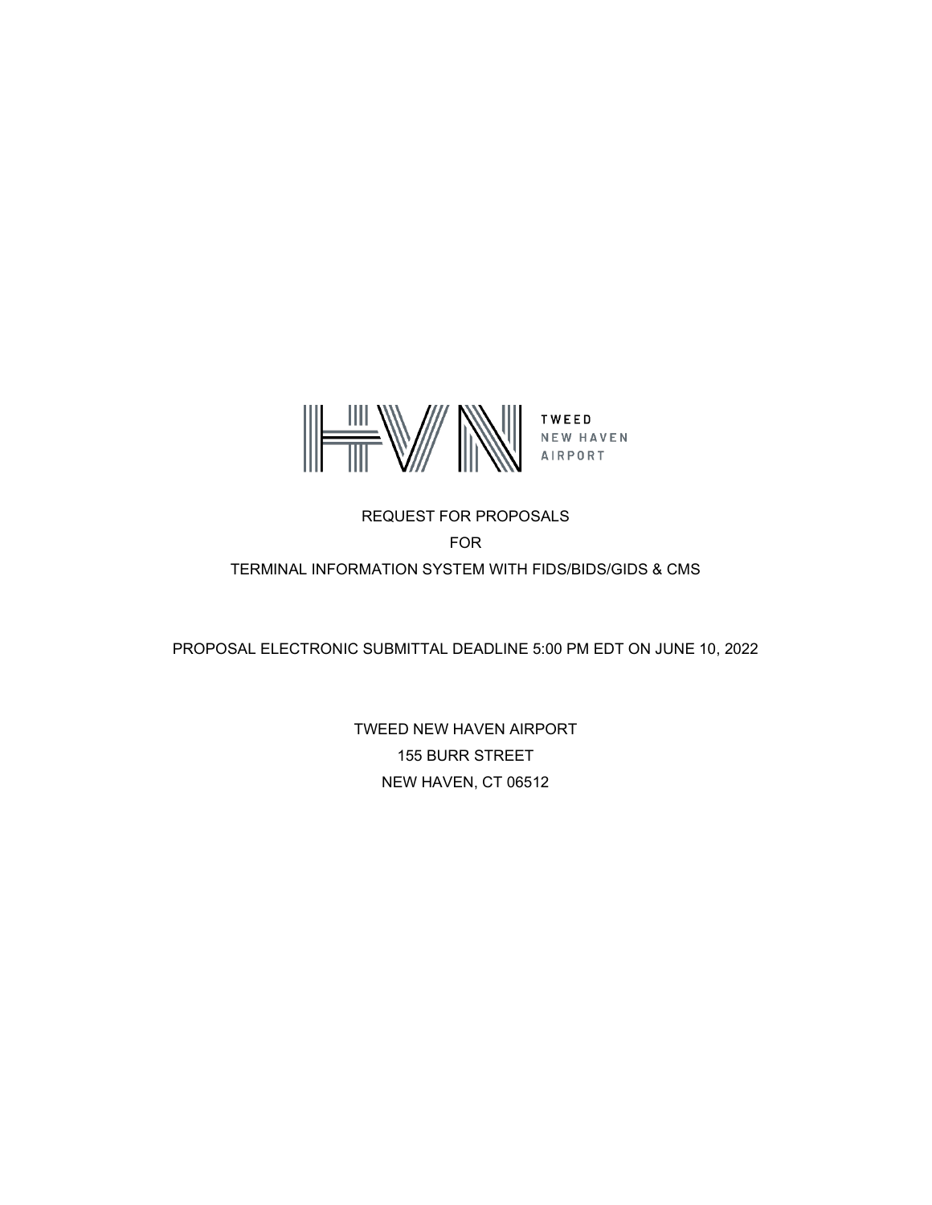HVN TWEED NEW HAVEN AIRPORT

REQUEST FOR PROPOSALS

FOR

TERMINAL INFORMATION SYSTEM WITH FIDS/BIDS/GIDS & CMS

PROPOSAL ELECTRONIC SUBMITTAL DEADLINE 5:00 PM EDT ON JUNE 10, 2022

TWEED NEW HAVEN AIRPORT

155 BURR STREET

NEW HAVEN, CT 06512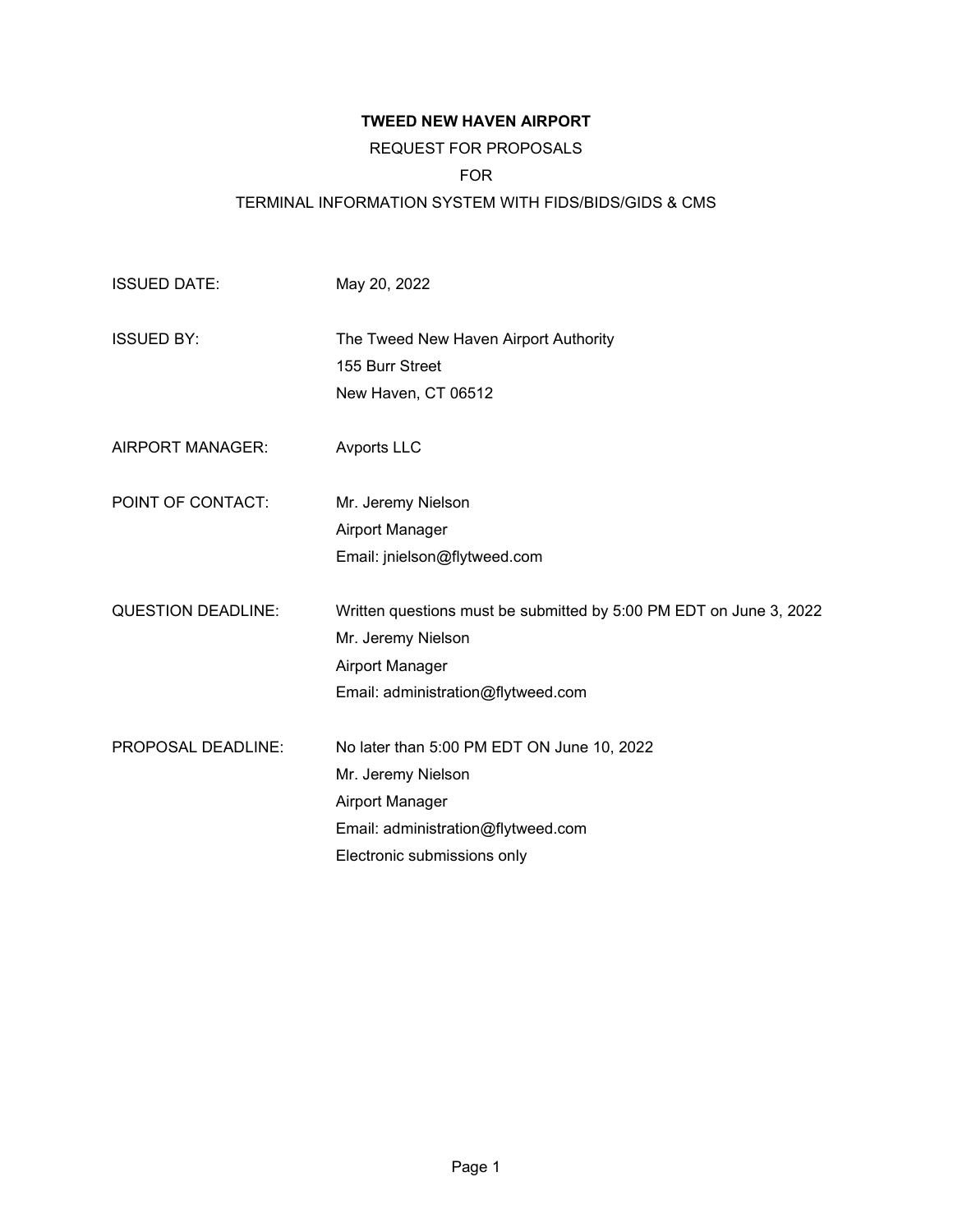**TWEED NEW HAVEN AIRPORT**

REQUEST FOR PROPOSALS

FOR

TERMINAL INFORMATION SYSTEM WITH FIDS/BIDS/GIDS & CMS

| | |
|---|---|
| ISSUED DATE: | May 20, 2022 |
| ISSUED BY: | The Tweed New Haven Airport Authority<br>155 Burr Street<br>New Haven, CT 06512 |
| AIRPORT MANAGER: | Avports LLC |
| POINT OF CONTACT: | Mr. Jeremy Nielson<br>Airport Manager<br>Email: jnielson@flytweed.com |
| QUESTION DEADLINE: | Written questions must be submitted by 5:00 PM EDT on June 3, 2022<br>Mr. Jeremy Nielson<br>Airport Manager<br>Email: administration@flytweed.com |
| PROPOSAL DEADLINE: | No later than 5:00 PM EDT ON June 10, 2022<br>Mr. Jeremy Nielson<br>Airport Manager<br>Email: administration@flytweed.com<br>Electronic submissions only |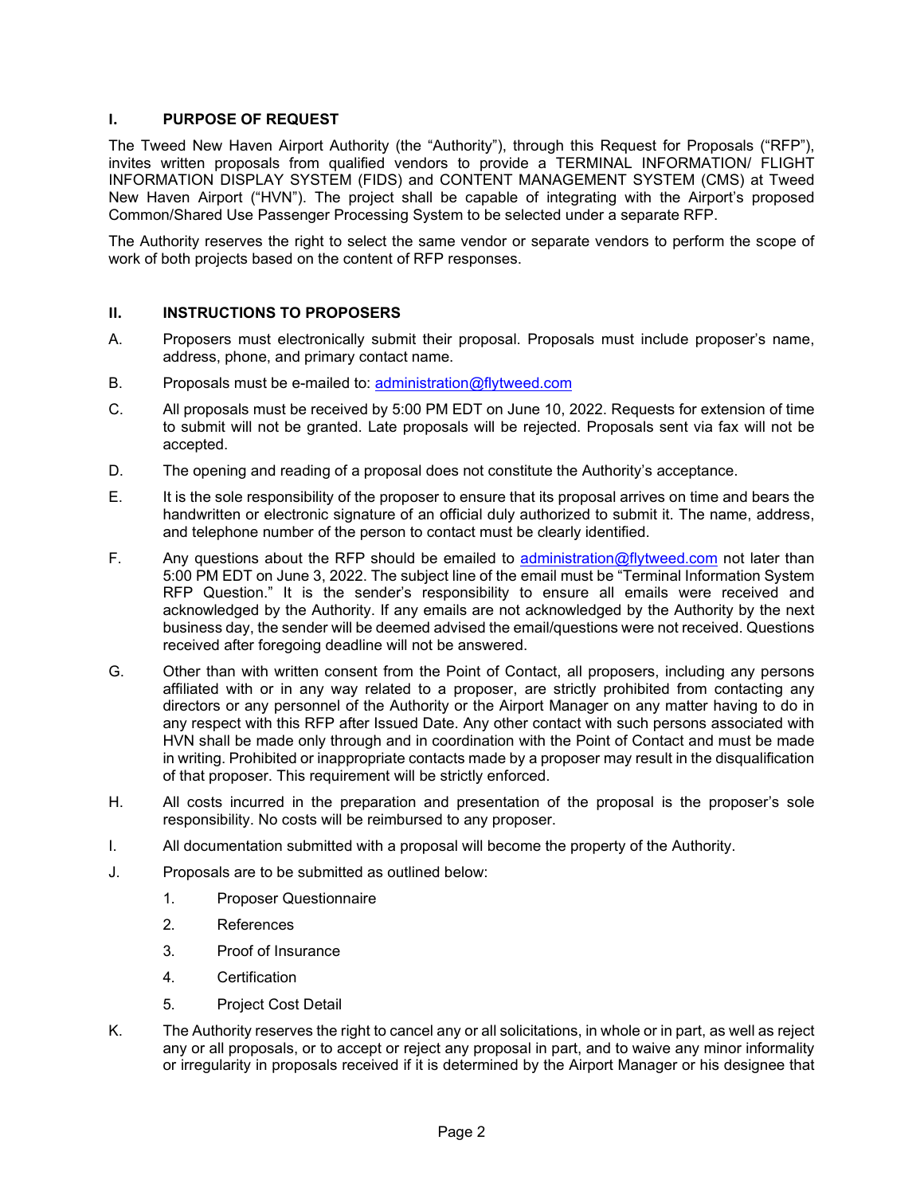## I. PURPOSE OF REQUEST

The Tweed New Haven Airport Authority (the "Authority"), through this Request for Proposals ("RFP"), invites written proposals from qualified vendors to provide a TERMINAL INFORMATION/ FLIGHT INFORMATION DISPLAY SYSTEM (FIDS) and CONTENT MANAGEMENT SYSTEM (CMS) at Tweed New Haven Airport ("HVN"). The project shall be capable of integrating with the Airport's proposed Common/Shared Use Passenger Processing System to be selected under a separate RFP.

The Authority reserves the right to select the same vendor or separate vendors to perform the scope of work of both projects based on the content of RFP responses.

## II. INSTRUCTIONS TO PROPOSERS

A. Proposers must electronically submit their proposal. Proposals must include proposer's name, address, phone, and primary contact name.

B. Proposals must be e-mailed to: administration@flytweed.com

C. All proposals must be received by 5:00 PM EDT on June 10, 2022. Requests for extension of time to submit will not be granted. Late proposals will be rejected. Proposals sent via fax will not be accepted.

D. The opening and reading of a proposal does not constitute the Authority's acceptance.

E. It is the sole responsibility of the proposer to ensure that its proposal arrives on time and bears the handwritten or electronic signature of an official duly authorized to submit it. The name, address, and telephone number of the person to contact must be clearly identified.

F. Any questions about the RFP should be emailed to administration@flytweed.com not later than 5:00 PM EDT on June 3, 2022. The subject line of the email must be "Terminal Information System RFP Question." It is the sender's responsibility to ensure all emails were received and acknowledged by the Authority. If any emails are not acknowledged by the Authority by the next business day, the sender will be deemed advised the email/questions were not received. Questions received after foregoing deadline will not be answered.

G. Other than with written consent from the Point of Contact, all proposers, including any persons affiliated with or in any way related to a proposer, are strictly prohibited from contacting any directors or any personnel of the Authority or the Airport Manager on any matter having to do in any respect with this RFP after Issued Date. Any other contact with such persons associated with HVN shall be made only through and in coordination with the Point of Contact and must be made in writing. Prohibited or inappropriate contacts made by a proposer may result in the disqualification of that proposer. This requirement will be strictly enforced.

H. All costs incurred in the preparation and presentation of the proposal is the proposer's sole responsibility. No costs will be reimbursed to any proposer.

I. All documentation submitted with a proposal will become the property of the Authority.

J. Proposals are to be submitted as outlined below:

   1. Proposer Questionnaire
   2. References
   3. Proof of Insurance
   4. Certification
   5. Project Cost Detail

K. The Authority reserves the right to cancel any or all solicitations, in whole or in part, as well as reject any or all proposals, or to accept or reject any proposal in part, and to waive any minor informality or irregularity in proposals received if it is determined by the Airport Manager or his designee that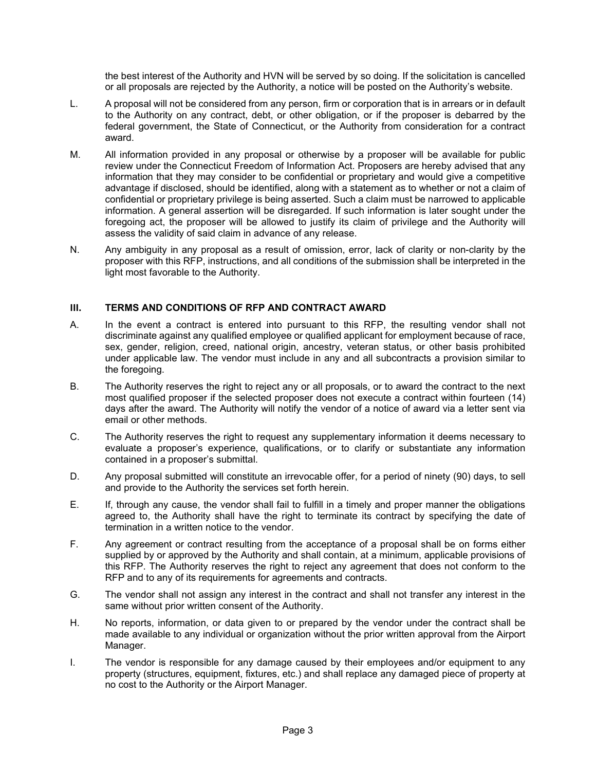the best interest of the Authority and HVN will be served by so doing. If the solicitation is cancelled or all proposals are rejected by the Authority, a notice will be posted on the Authority's website.

L. A proposal will not be considered from any person, firm or corporation that is in arrears or in default to the Authority on any contract, debt, or other obligation, or if the proposer is debarred by the federal government, the State of Connecticut, or the Authority from consideration for a contract award.

M. All information provided in any proposal or otherwise by a proposer will be available for public review under the Connecticut Freedom of Information Act. Proposers are hereby advised that any information that they may consider to be confidential or proprietary and would give a competitive advantage if disclosed, should be identified, along with a statement as to whether or not a claim of confidential or proprietary privilege is being asserted. Such a claim must be narrowed to applicable information. A general assertion will be disregarded. If such information is later sought under the foregoing act, the proposer will be allowed to justify its claim of privilege and the Authority will assess the validity of said claim in advance of any release.

N. Any ambiguity in any proposal as a result of omission, error, lack of clarity or non-clarity by the proposer with this RFP, instructions, and all conditions of the submission shall be interpreted in the light most favorable to the Authority.

## III. TERMS AND CONDITIONS OF RFP AND CONTRACT AWARD

A. In the event a contract is entered into pursuant to this RFP, the resulting vendor shall not discriminate against any qualified employee or qualified applicant for employment because of race, sex, gender, religion, creed, national origin, ancestry, veteran status, or other basis prohibited under applicable law. The vendor must include in any and all subcontracts a provision similar to the foregoing.

B. The Authority reserves the right to reject any or all proposals, or to award the contract to the next most qualified proposer if the selected proposer does not execute a contract within fourteen (14) days after the award. The Authority will notify the vendor of a notice of award via a letter sent via email or other methods.

C. The Authority reserves the right to request any supplementary information it deems necessary to evaluate a proposer's experience, qualifications, or to clarify or substantiate any information contained in a proposer's submittal.

D. Any proposal submitted will constitute an irrevocable offer, for a period of ninety (90) days, to sell and provide to the Authority the services set forth herein.

E. If, through any cause, the vendor shall fail to fulfill in a timely and proper manner the obligations agreed to, the Authority shall have the right to terminate its contract by specifying the date of termination in a written notice to the vendor.

F. Any agreement or contract resulting from the acceptance of a proposal shall be on forms either supplied by or approved by the Authority and shall contain, at a minimum, applicable provisions of this RFP. The Authority reserves the right to reject any agreement that does not conform to the RFP and to any of its requirements for agreements and contracts.

G. The vendor shall not assign any interest in the contract and shall not transfer any interest in the same without prior written consent of the Authority.

H. No reports, information, or data given to or prepared by the vendor under the contract shall be made available to any individual or organization without the prior written approval from the Airport Manager.

I. The vendor is responsible for any damage caused by their employees and/or equipment to any property (structures, equipment, fixtures, etc.) and shall replace any damaged piece of property at no cost to the Authority or the Airport Manager.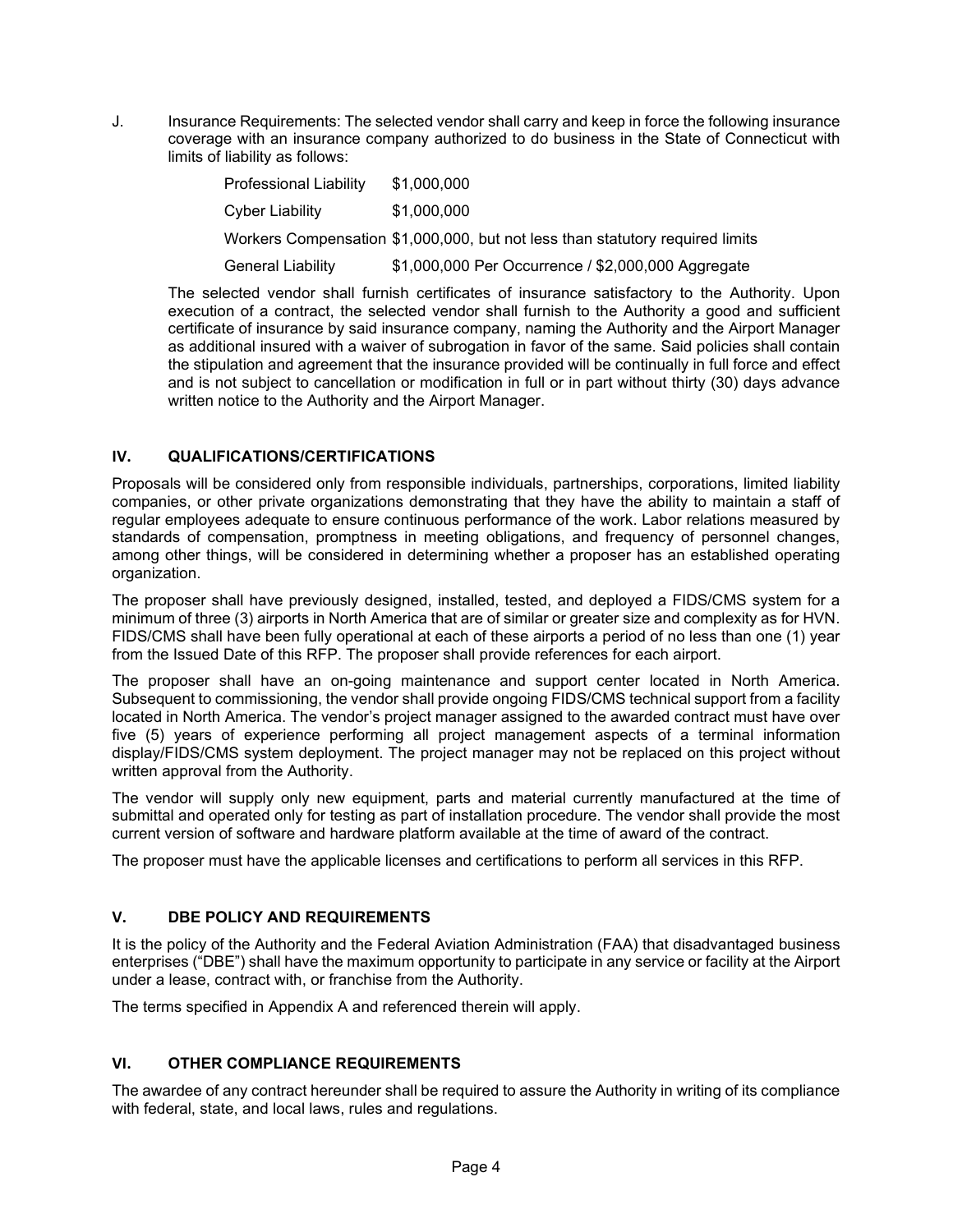J. Insurance Requirements: The selected vendor shall carry and keep in force the following insurance coverage with an insurance company authorized to do business in the State of Connecticut with limits of liability as follows:

| | |
|---|---|
| Professional Liability | $1,000,000 |
| Cyber Liability | $1,000,000 |
| Workers Compensation | $1,000,000, but not less than statutory required limits |
| General Liability | $1,000,000 Per Occurrence / $2,000,000 Aggregate |

The selected vendor shall furnish certificates of insurance satisfactory to the Authority. Upon execution of a contract, the selected vendor shall furnish to the Authority a good and sufficient certificate of insurance by said insurance company, naming the Authority and the Airport Manager as additional insured with a waiver of subrogation in favor of the same. Said policies shall contain the stipulation and agreement that the insurance provided will be continually in full force and effect and is not subject to cancellation or modification in full or in part without thirty (30) days advance written notice to the Authority and the Airport Manager.

## IV. QUALIFICATIONS/CERTIFICATIONS

Proposals will be considered only from responsible individuals, partnerships, corporations, limited liability companies, or other private organizations demonstrating that they have the ability to maintain a staff of regular employees adequate to ensure continuous performance of the work. Labor relations measured by standards of compensation, promptness in meeting obligations, and frequency of personnel changes, among other things, will be considered in determining whether a proposer has an established operating organization.

The proposer shall have previously designed, installed, tested, and deployed a FIDS/CMS system for a minimum of three (3) airports in North America that are of similar or greater size and complexity as for HVN. FIDS/CMS shall have been fully operational at each of these airports a period of no less than one (1) year from the Issued Date of this RFP. The proposer shall provide references for each airport.

The proposer shall have an on-going maintenance and support center located in North America. Subsequent to commissioning, the vendor shall provide ongoing FIDS/CMS technical support from a facility located in North America. The vendor's project manager assigned to the awarded contract must have over five (5) years of experience performing all project management aspects of a terminal information display/FIDS/CMS system deployment. The project manager may not be replaced on this project without written approval from the Authority.

The vendor will supply only new equipment, parts and material currently manufactured at the time of submittal and operated only for testing as part of installation procedure. The vendor shall provide the most current version of software and hardware platform available at the time of award of the contract.

The proposer must have the applicable licenses and certifications to perform all services in this RFP.

## V. DBE POLICY AND REQUIREMENTS

It is the policy of the Authority and the Federal Aviation Administration (FAA) that disadvantaged business enterprises ("DBE") shall have the maximum opportunity to participate in any service or facility at the Airport under a lease, contract with, or franchise from the Authority.

The terms specified in Appendix A and referenced therein will apply.

## VI. OTHER COMPLIANCE REQUIREMENTS

The awardee of any contract hereunder shall be required to assure the Authority in writing of its compliance with federal, state, and local laws, rules and regulations.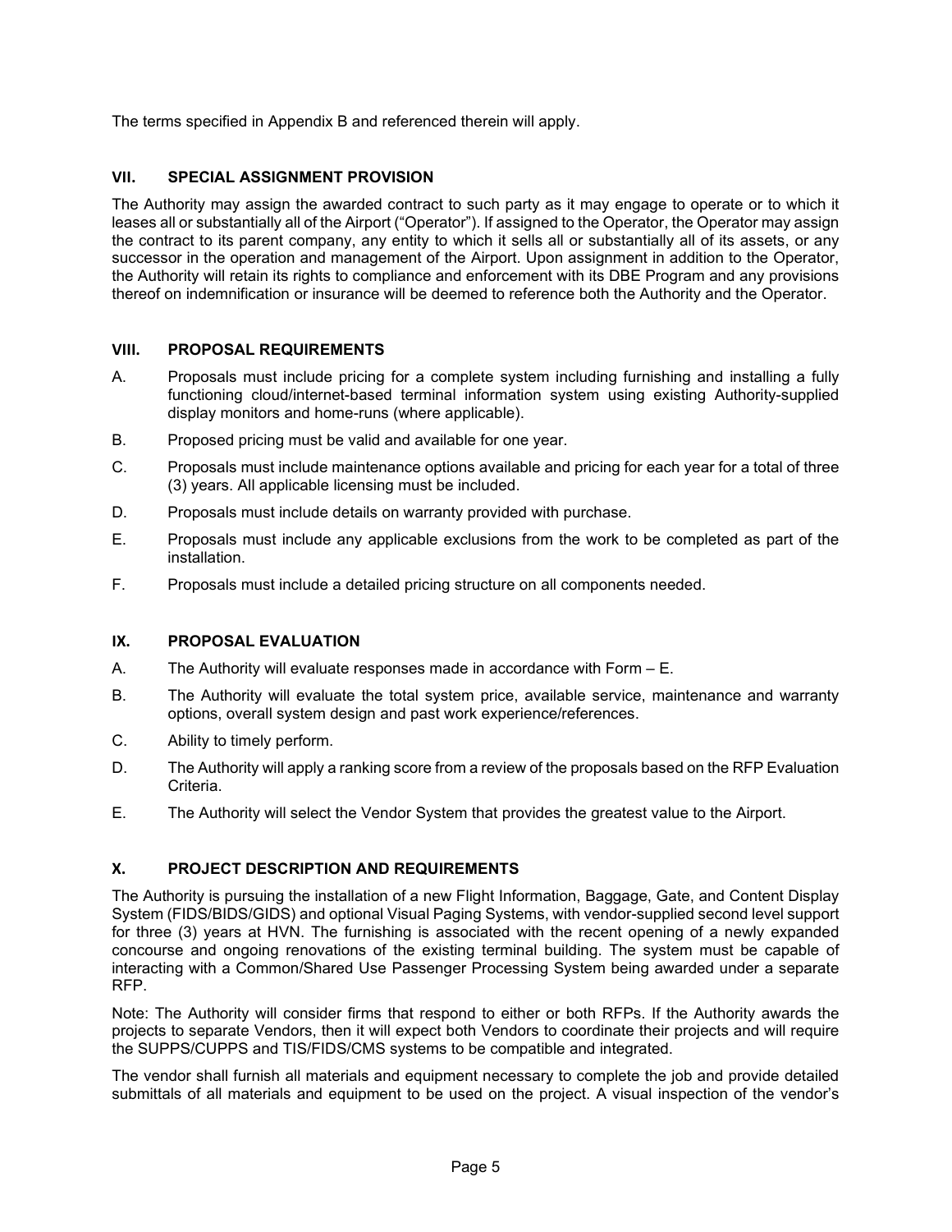The terms specified in Appendix B and referenced therein will apply.

## VII. SPECIAL ASSIGNMENT PROVISION

The Authority may assign the awarded contract to such party as it may engage to operate or to which it leases all or substantially all of the Airport ("Operator"). If assigned to the Operator, the Operator may assign the contract to its parent company, any entity to which it sells all or substantially all of its assets, or any successor in the operation and management of the Airport. Upon assignment in addition to the Operator, the Authority will retain its rights to compliance and enforcement with its DBE Program and any provisions thereof on indemnification or insurance will be deemed to reference both the Authority and the Operator.

## VIII. PROPOSAL REQUIREMENTS

A. Proposals must include pricing for a complete system including furnishing and installing a fully functioning cloud/internet-based terminal information system using existing Authority-supplied display monitors and home-runs (where applicable).

B. Proposed pricing must be valid and available for one year.

C. Proposals must include maintenance options available and pricing for each year for a total of three (3) years. All applicable licensing must be included.

D. Proposals must include details on warranty provided with purchase.

E. Proposals must include any applicable exclusions from the work to be completed as part of the installation.

F. Proposals must include a detailed pricing structure on all components needed.

## IX. PROPOSAL EVALUATION

A. The Authority will evaluate responses made in accordance with Form – E.

B. The Authority will evaluate the total system price, available service, maintenance and warranty options, overall system design and past work experience/references.

C. Ability to timely perform.

D. The Authority will apply a ranking score from a review of the proposals based on the RFP Evaluation Criteria.

E. The Authority will select the Vendor System that provides the greatest value to the Airport.

## X. PROJECT DESCRIPTION AND REQUIREMENTS

The Authority is pursuing the installation of a new Flight Information, Baggage, Gate, and Content Display System (FIDS/BIDS/GIDS) and optional Visual Paging Systems, with vendor-supplied second level support for three (3) years at HVN. The furnishing is associated with the recent opening of a newly expanded concourse and ongoing renovations of the existing terminal building. The system must be capable of interacting with a Common/Shared Use Passenger Processing System being awarded under a separate RFP.

Note: The Authority will consider firms that respond to either or both RFPs. If the Authority awards the projects to separate Vendors, then it will expect both Vendors to coordinate their projects and will require the SUPPS/CUPPS and TIS/FIDS/CMS systems to be compatible and integrated.

The vendor shall furnish all materials and equipment necessary to complete the job and provide detailed submittals of all materials and equipment to be used on the project. A visual inspection of the vendor's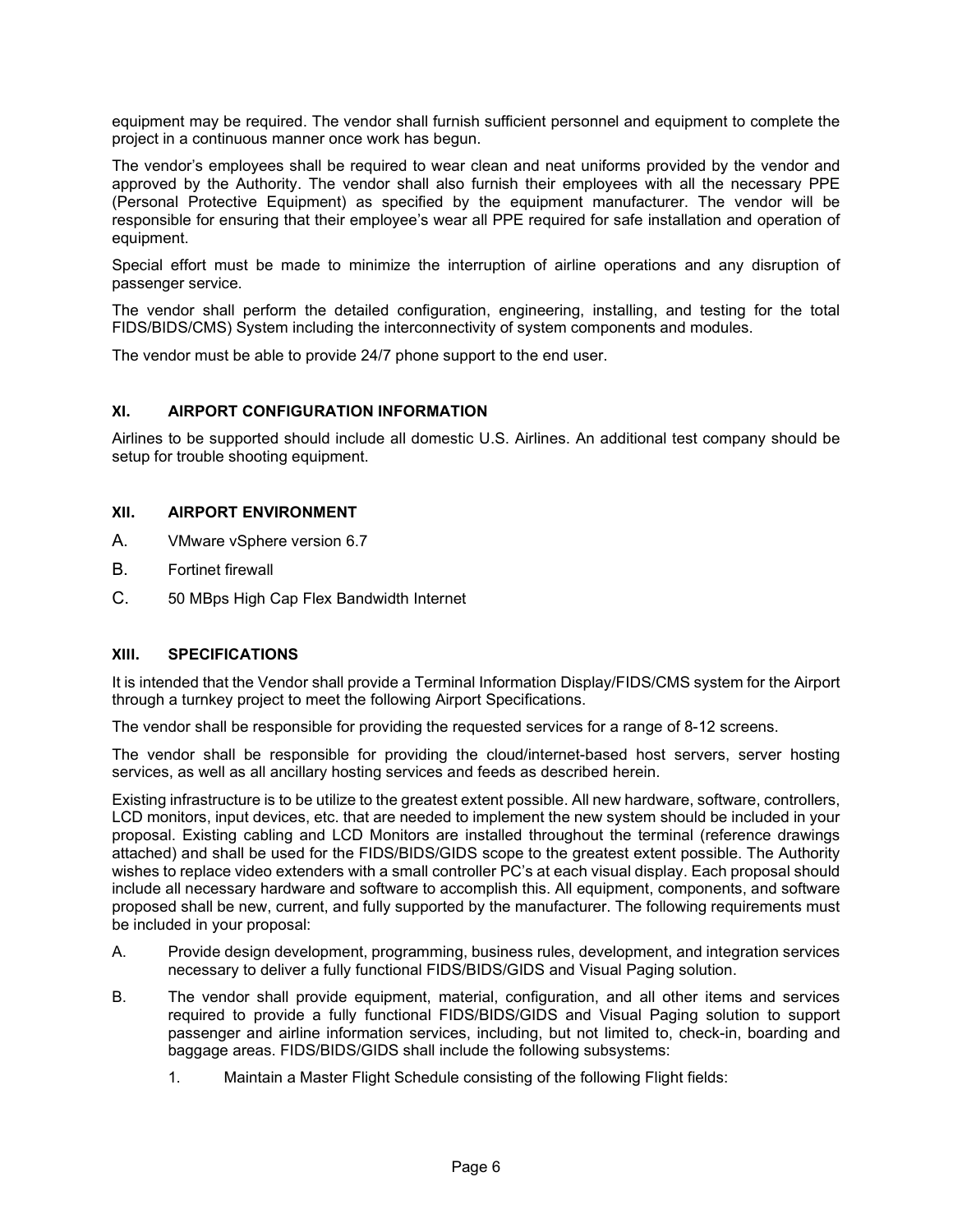equipment may be required. The vendor shall furnish sufficient personnel and equipment to complete the project in a continuous manner once work has begun.

The vendor's employees shall be required to wear clean and neat uniforms provided by the vendor and approved by the Authority. The vendor shall also furnish their employees with all the necessary PPE (Personal Protective Equipment) as specified by the equipment manufacturer. The vendor will be responsible for ensuring that their employee's wear all PPE required for safe installation and operation of equipment.

Special effort must be made to minimize the interruption of airline operations and any disruption of passenger service.

The vendor shall perform the detailed configuration, engineering, installing, and testing for the total FIDS/BIDS/CMS) System including the interconnectivity of system components and modules.

The vendor must be able to provide 24/7 phone support to the end user.

## XI. AIRPORT CONFIGURATION INFORMATION

Airlines to be supported should include all domestic U.S. Airlines. An additional test company should be setup for trouble shooting equipment.

## XII. AIRPORT ENVIRONMENT

A. VMware vSphere version 6.7

B. Fortinet firewall

C. 50 MBps High Cap Flex Bandwidth Internet

## XIII. SPECIFICATIONS

It is intended that the Vendor shall provide a Terminal Information Display/FIDS/CMS system for the Airport through a turnkey project to meet the following Airport Specifications.

The vendor shall be responsible for providing the requested services for a range of 8-12 screens.

The vendor shall be responsible for providing the cloud/internet-based host servers, server hosting services, as well as all ancillary hosting services and feeds as described herein.

Existing infrastructure is to be utilize to the greatest extent possible. All new hardware, software, controllers, LCD monitors, input devices, etc. that are needed to implement the new system should be included in your proposal. Existing cabling and LCD Monitors are installed throughout the terminal (reference drawings attached) and shall be used for the FIDS/BIDS/GIDS scope to the greatest extent possible. The Authority wishes to replace video extenders with a small controller PC's at each visual display. Each proposal should include all necessary hardware and software to accomplish this. All equipment, components, and software proposed shall be new, current, and fully supported by the manufacturer. The following requirements must be included in your proposal:

A. Provide design development, programming, business rules, development, and integration services necessary to deliver a fully functional FIDS/BIDS/GIDS and Visual Paging solution.

B. The vendor shall provide equipment, material, configuration, and all other items and services required to provide a fully functional FIDS/BIDS/GIDS and Visual Paging solution to support passenger and airline information services, including, but not limited to, check-in, boarding and baggage areas. FIDS/BIDS/GIDS shall include the following subsystems:

   1. Maintain a Master Flight Schedule consisting of the following Flight fields: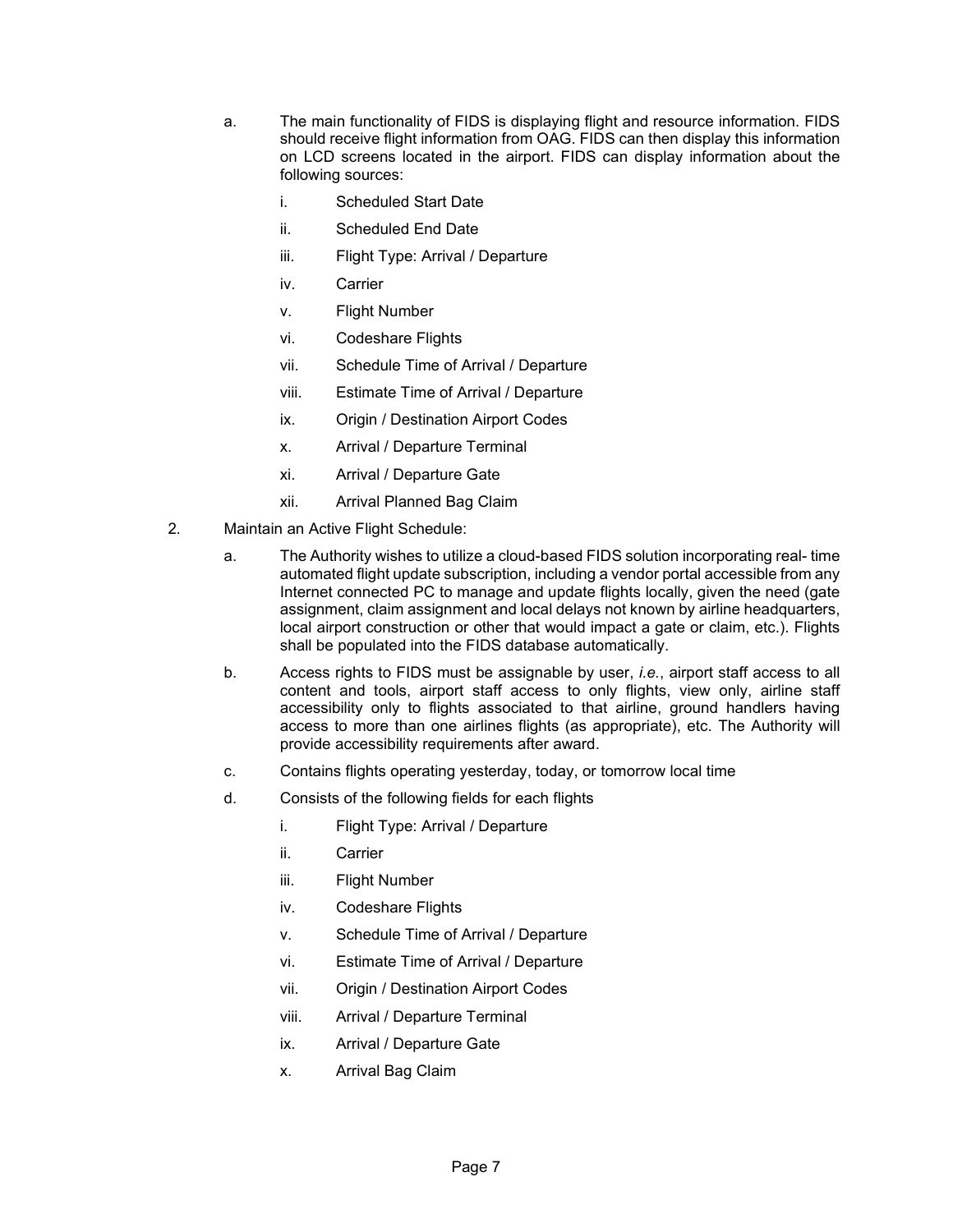a. The main functionality of FIDS is displaying flight and resource information. FIDS should receive flight information from OAG. FIDS can then display this information on LCD screens located in the airport. FIDS can display information about the following sources:

   i. Scheduled Start Date

   ii. Scheduled End Date

   iii. Flight Type: Arrival / Departure

   iv. Carrier

   v. Flight Number

   vi. Codeshare Flights

   vii. Schedule Time of Arrival / Departure

   viii. Estimate Time of Arrival / Departure

   ix. Origin / Destination Airport Codes

   x. Arrival / Departure Terminal

   xi. Arrival / Departure Gate

   xii. Arrival Planned Bag Claim

2. Maintain an Active Flight Schedule:

   a. The Authority wishes to utilize a cloud-based FIDS solution incorporating real- time automated flight update subscription, including a vendor portal accessible from any Internet connected PC to manage and update flights locally, given the need (gate assignment, claim assignment and local delays not known by airline headquarters, local airport construction or other that would impact a gate or claim, etc.). Flights shall be populated into the FIDS database automatically.

   b. Access rights to FIDS must be assignable by user, *i.e.*, airport staff access to all content and tools, airport staff access to only flights, view only, airline staff accessibility only to flights associated to that airline, ground handlers having access to more than one airlines flights (as appropriate), etc. The Authority will provide accessibility requirements after award.

   c. Contains flights operating yesterday, today, or tomorrow local time

   d. Consists of the following fields for each flights

      i. Flight Type: Arrival / Departure

      ii. Carrier

      iii. Flight Number

      iv. Codeshare Flights

      v. Schedule Time of Arrival / Departure

      vi. Estimate Time of Arrival / Departure

      vii. Origin / Destination Airport Codes

      viii. Arrival / Departure Terminal

      ix. Arrival / Departure Gate

      x. Arrival Bag Claim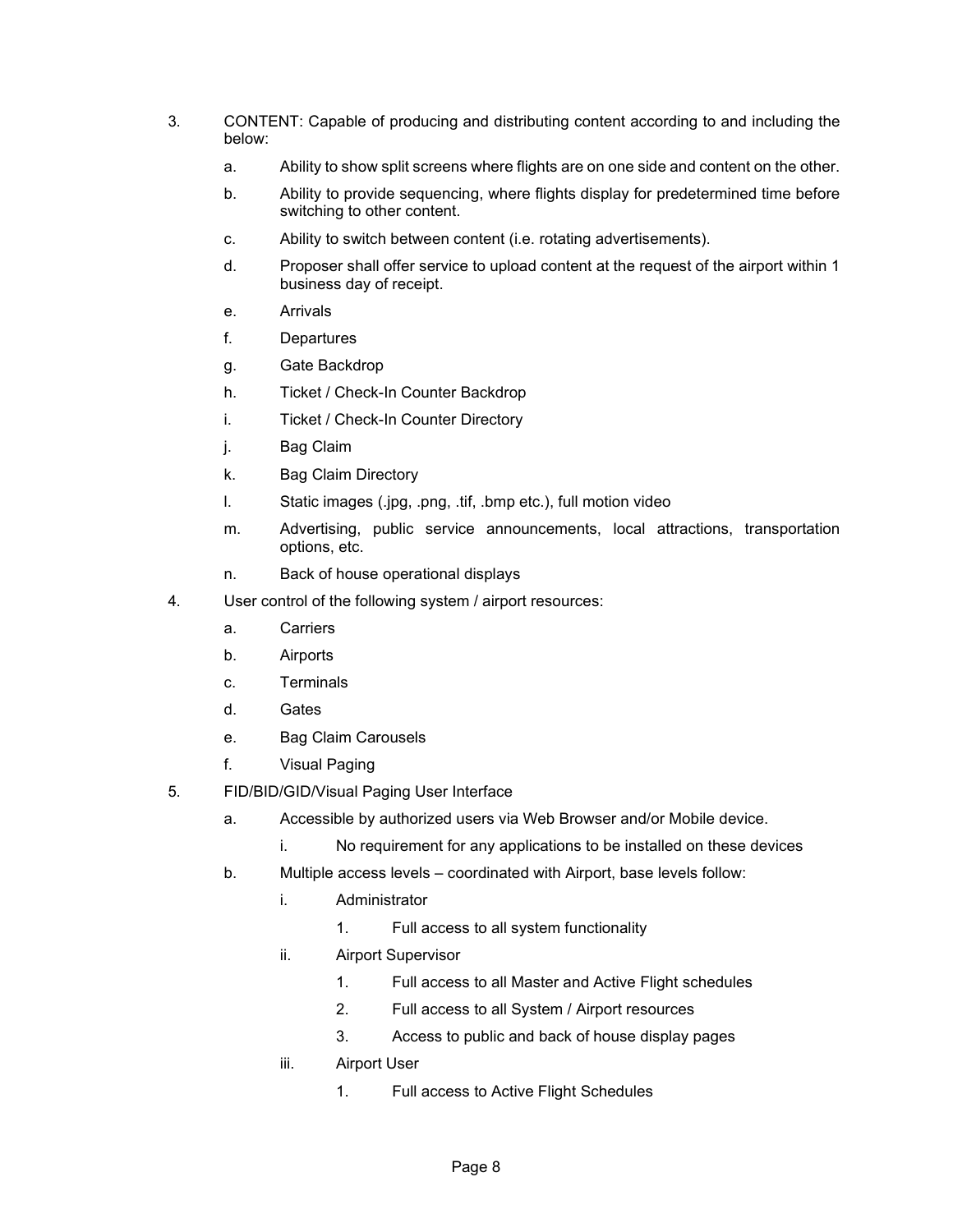3. CONTENT: Capable of producing and distributing content according to and including the below:

   a. Ability to show split screens where flights are on one side and content on the other.

   b. Ability to provide sequencing, where flights display for predetermined time before switching to other content.

   c. Ability to switch between content (i.e. rotating advertisements).

   d. Proposer shall offer service to upload content at the request of the airport within 1 business day of receipt.

   e. Arrivals

   f. Departures

   g. Gate Backdrop

   h. Ticket / Check-In Counter Backdrop

   i. Ticket / Check-In Counter Directory

   j. Bag Claim

   k. Bag Claim Directory

   l. Static images (.jpg, .png, .tif, .bmp etc.), full motion video

   m. Advertising, public service announcements, local attractions, transportation options, etc.

   n. Back of house operational displays

4. User control of the following system / airport resources:

   a. Carriers

   b. Airports

   c. Terminals

   d. Gates

   e. Bag Claim Carousels

   f. Visual Paging

5. FID/BID/GID/Visual Paging User Interface

   a. Accessible by authorized users via Web Browser and/or Mobile device.

      i. No requirement for any applications to be installed on these devices

   b. Multiple access levels – coordinated with Airport, base levels follow:

      i. Administrator

         1. Full access to all system functionality

      ii. Airport Supervisor

         1. Full access to all Master and Active Flight schedules

         2. Full access to all System / Airport resources

         3. Access to public and back of house display pages

      iii. Airport User

         1. Full access to Active Flight Schedules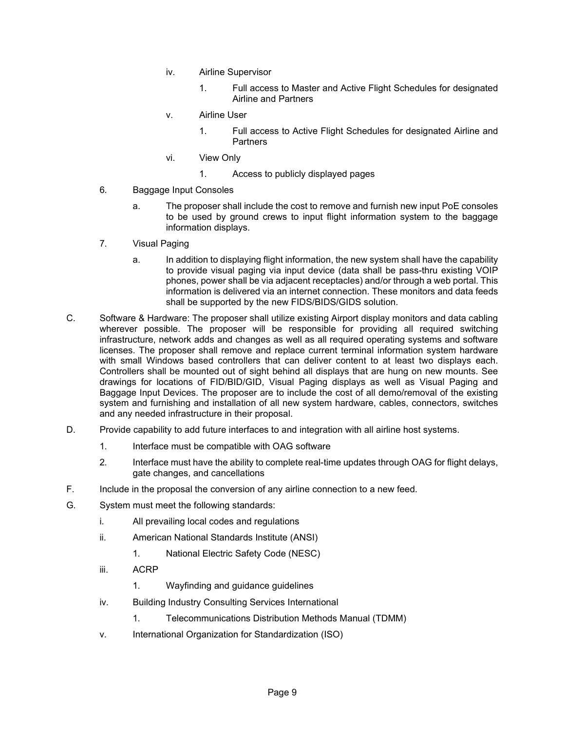iv. Airline Supervisor

1. Full access to Master and Active Flight Schedules for designated Airline and Partners

v. Airline User

1. Full access to Active Flight Schedules for designated Airline and Partners

vi. View Only

1. Access to publicly displayed pages

6. Baggage Input Consoles

a. The proposer shall include the cost to remove and furnish new input PoE consoles to be used by ground crews to input flight information system to the baggage information displays.

7. Visual Paging

a. In addition to displaying flight information, the new system shall have the capability to provide visual paging via input device (data shall be pass-thru existing VOIP phones, power shall be via adjacent receptacles) and/or through a web portal. This information is delivered via an internet connection. These monitors and data feeds shall be supported by the new FIDS/BIDS/GIDS solution.

C. Software & Hardware: The proposer shall utilize existing Airport display monitors and data cabling wherever possible. The proposer will be responsible for providing all required switching infrastructure, network adds and changes as well as all required operating systems and software licenses. The proposer shall remove and replace current terminal information system hardware with small Windows based controllers that can deliver content to at least two displays each. Controllers shall be mounted out of sight behind all displays that are hung on new mounts. See drawings for locations of FID/BID/GID, Visual Paging displays as well as Visual Paging and Baggage Input Devices. The proposer are to include the cost of all demo/removal of the existing system and furnishing and installation of all new system hardware, cables, connectors, switches and any needed infrastructure in their proposal.

D. Provide capability to add future interfaces to and integration with all airline host systems.

1. Interface must be compatible with OAG software

2. Interface must have the ability to complete real-time updates through OAG for flight delays, gate changes, and cancellations

F. Include in the proposal the conversion of any airline connection to a new feed.

G. System must meet the following standards:

i. All prevailing local codes and regulations

ii. American National Standards Institute (ANSI)

1. National Electric Safety Code (NESC)

iii. ACRP

1. Wayfinding and guidance guidelines

iv. Building Industry Consulting Services International

1. Telecommunications Distribution Methods Manual (TDMM)

v. International Organization for Standardization (ISO)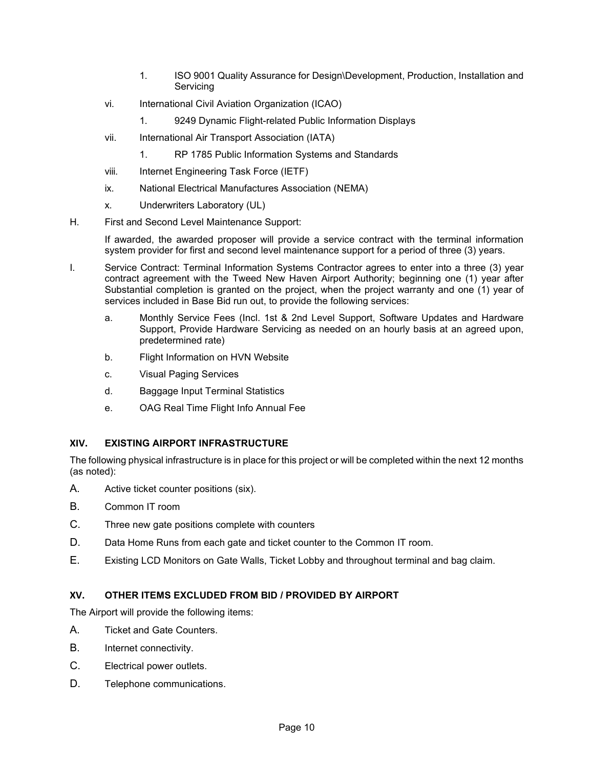1. ISO 9001 Quality Assurance for Design\Development, Production, Installation and Servicing

vi. International Civil Aviation Organization (ICAO)

1. 9249 Dynamic Flight-related Public Information Displays

vii. International Air Transport Association (IATA)

1. RP 1785 Public Information Systems and Standards

viii. Internet Engineering Task Force (IETF)

ix. National Electrical Manufactures Association (NEMA)

x. Underwriters Laboratory (UL)

H. First and Second Level Maintenance Support:

If awarded, the awarded proposer will provide a service contract with the terminal information system provider for first and second level maintenance support for a period of three (3) years.

I. Service Contract: Terminal Information Systems Contractor agrees to enter into a three (3) year contract agreement with the Tweed New Haven Airport Authority; beginning one (1) year after Substantial completion is granted on the project, when the project warranty and one (1) year of services included in Base Bid run out, to provide the following services:

a. Monthly Service Fees (Incl. 1st & 2nd Level Support, Software Updates and Hardware Support, Provide Hardware Servicing as needed on an hourly basis at an agreed upon, predetermined rate)

b. Flight Information on HVN Website

c. Visual Paging Services

d. Baggage Input Terminal Statistics

e. OAG Real Time Flight Info Annual Fee

## XIV. EXISTING AIRPORT INFRASTRUCTURE

The following physical infrastructure is in place for this project or will be completed within the next 12 months (as noted):

A. Active ticket counter positions (six).

B. Common IT room

C. Three new gate positions complete with counters

D. Data Home Runs from each gate and ticket counter to the Common IT room.

E. Existing LCD Monitors on Gate Walls, Ticket Lobby and throughout terminal and bag claim.

## XV. OTHER ITEMS EXCLUDED FROM BID / PROVIDED BY AIRPORT

The Airport will provide the following items:

A. Ticket and Gate Counters.

B. Internet connectivity.

C. Electrical power outlets.

D. Telephone communications.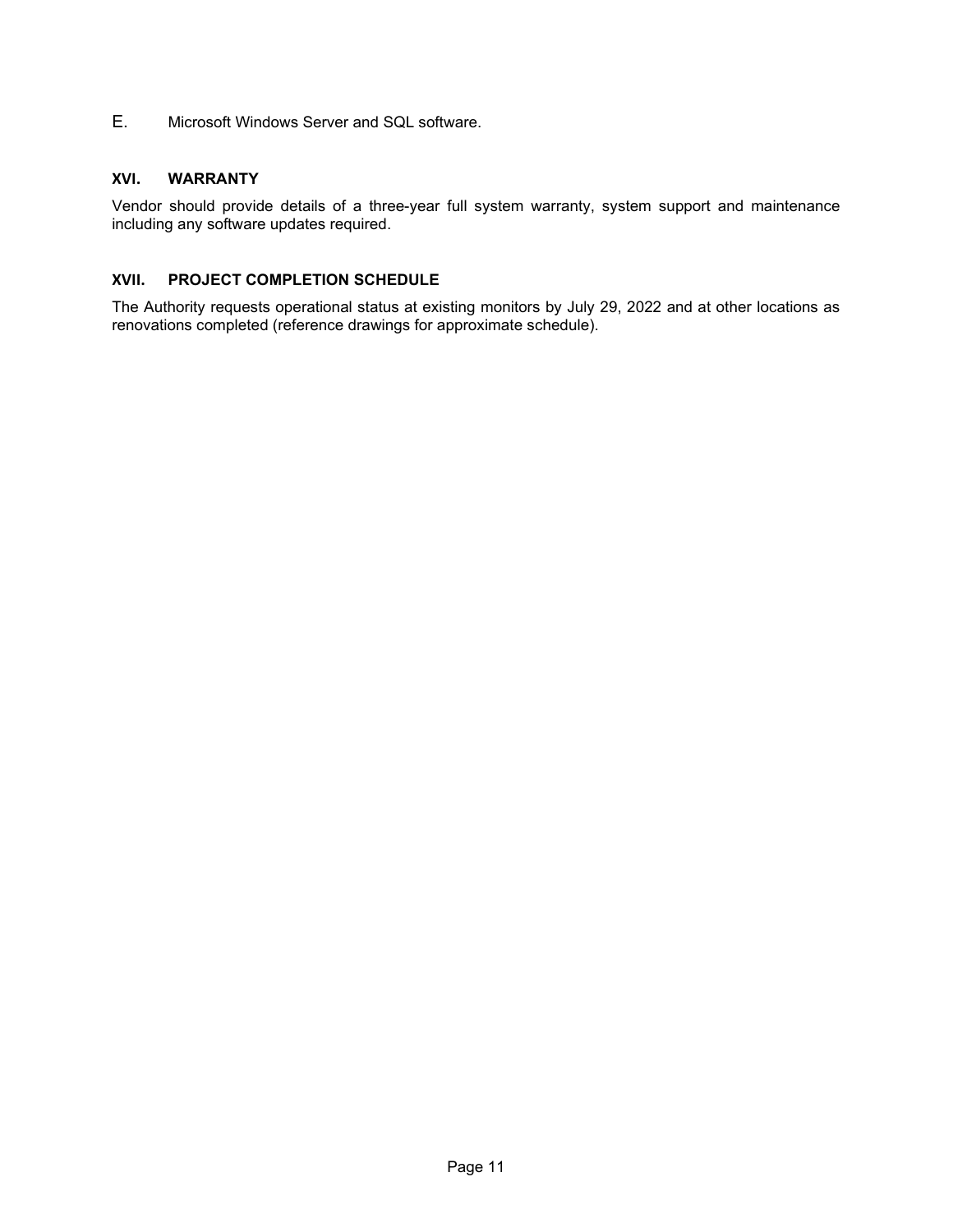E. Microsoft Windows Server and SQL software.

## XVI. WARRANTY

Vendor should provide details of a three-year full system warranty, system support and maintenance including any software updates required.

## XVII. PROJECT COMPLETION SCHEDULE

The Authority requests operational status at existing monitors by July 29, 2022 and at other locations as renovations completed (reference drawings for approximate schedule).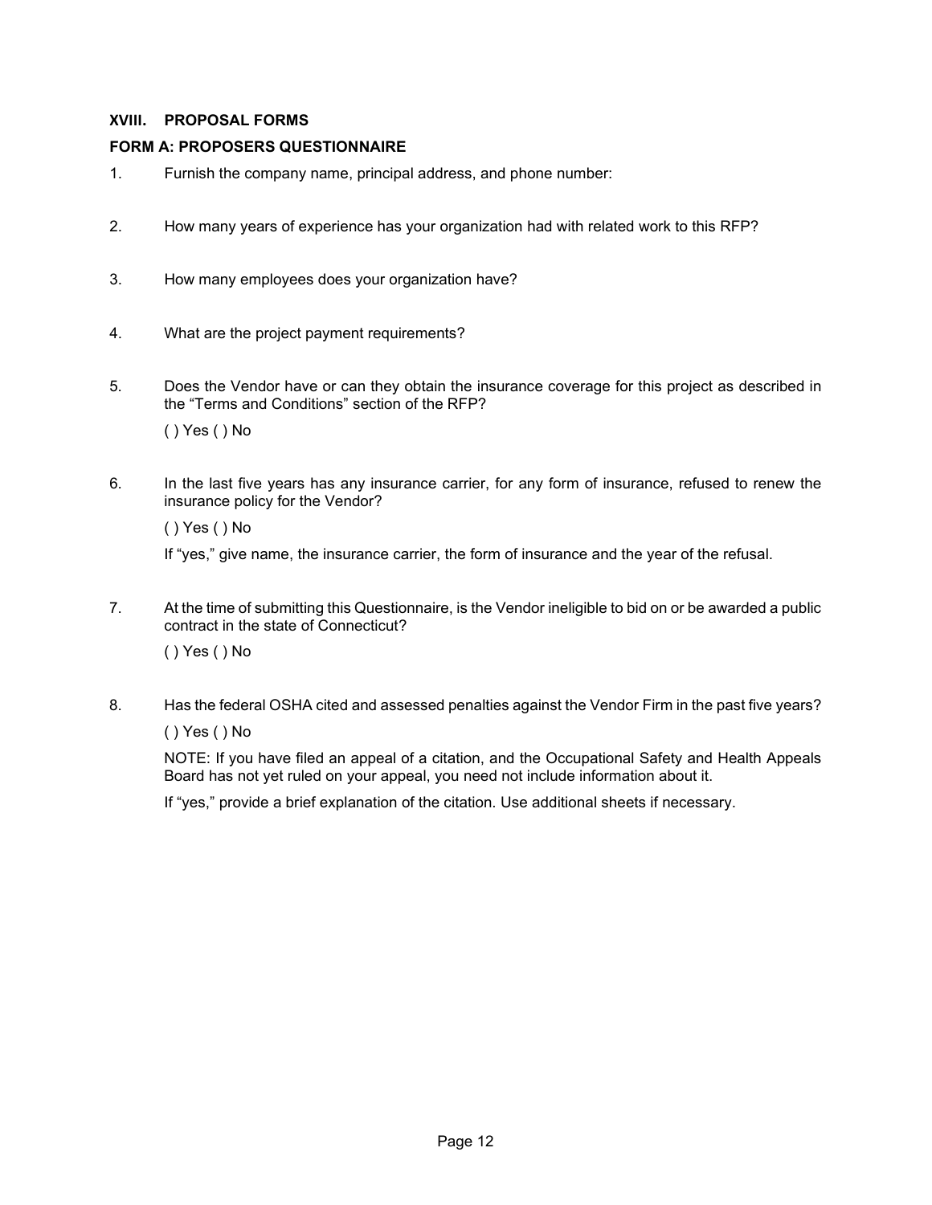## XVIII. PROPOSAL FORMS

### FORM A: PROPOSERS QUESTIONNAIRE

1. Furnish the company name, principal address, and phone number:

2. How many years of experience has your organization had with related work to this RFP?

3. How many employees does your organization have?

4. What are the project payment requirements?

5. Does the Vendor have or can they obtain the insurance coverage for this project as described in the "Terms and Conditions" section of the RFP?

   ( ) Yes ( ) No

6. In the last five years has any insurance carrier, for any form of insurance, refused to renew the insurance policy for the Vendor?

   ( ) Yes ( ) No

   If "yes," give name, the insurance carrier, the form of insurance and the year of the refusal.

7. At the time of submitting this Questionnaire, is the Vendor ineligible to bid on or be awarded a public contract in the state of Connecticut?

   ( ) Yes ( ) No

8. Has the federal OSHA cited and assessed penalties against the Vendor Firm in the past five years?

   ( ) Yes ( ) No

   NOTE: If you have filed an appeal of a citation, and the Occupational Safety and Health Appeals Board has not yet ruled on your appeal, you need not include information about it.

   If "yes," provide a brief explanation of the citation. Use additional sheets if necessary.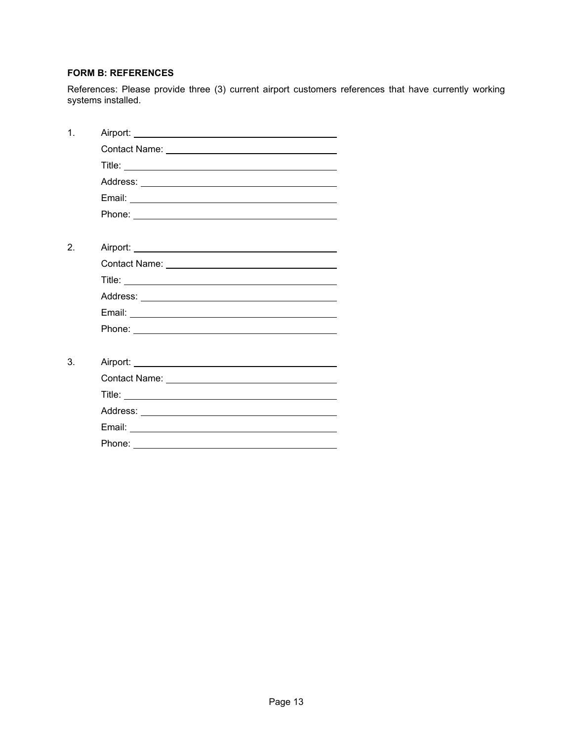**FORM B: REFERENCES**

References: Please provide three (3) current airport customers references that have currently working systems installed.

1. Airport: \_\_\_\_\_\_\_\_\_\_\_\_\_\_\_\_\_\_\_\_\_\_\_\_\_\_\_\_\_\_\_\_\_\_\_\_\_\_\_\_

   Contact Name: \_\_\_\_\_\_\_\_\_\_\_\_\_\_\_\_\_\_\_\_\_\_\_\_\_\_\_\_\_\_\_\_\_\_

   Title: \_\_\_\_\_\_\_\_\_\_\_\_\_\_\_\_\_\_\_\_\_\_\_\_\_\_\_\_\_\_\_\_\_\_\_\_\_\_\_\_\_\_

   Address: \_\_\_\_\_\_\_\_\_\_\_\_\_\_\_\_\_\_\_\_\_\_\_\_\_\_\_\_\_\_\_\_\_\_\_\_\_\_\_

   Email: \_\_\_\_\_\_\_\_\_\_\_\_\_\_\_\_\_\_\_\_\_\_\_\_\_\_\_\_\_\_\_\_\_\_\_\_\_\_\_\_\_

   Phone: \_\_\_\_\_\_\_\_\_\_\_\_\_\_\_\_\_\_\_\_\_\_\_\_\_\_\_\_\_\_\_\_\_\_\_\_\_\_\_\_

2. Airport: \_\_\_\_\_\_\_\_\_\_\_\_\_\_\_\_\_\_\_\_\_\_\_\_\_\_\_\_\_\_\_\_\_\_\_\_\_\_\_\_

   Contact Name: \_\_\_\_\_\_\_\_\_\_\_\_\_\_\_\_\_\_\_\_\_\_\_\_\_\_\_\_\_\_\_\_\_\_

   Title: \_\_\_\_\_\_\_\_\_\_\_\_\_\_\_\_\_\_\_\_\_\_\_\_\_\_\_\_\_\_\_\_\_\_\_\_\_\_\_\_\_\_

   Address: \_\_\_\_\_\_\_\_\_\_\_\_\_\_\_\_\_\_\_\_\_\_\_\_\_\_\_\_\_\_\_\_\_\_\_\_\_\_\_

   Email: \_\_\_\_\_\_\_\_\_\_\_\_\_\_\_\_\_\_\_\_\_\_\_\_\_\_\_\_\_\_\_\_\_\_\_\_\_\_\_\_\_

   Phone: \_\_\_\_\_\_\_\_\_\_\_\_\_\_\_\_\_\_\_\_\_\_\_\_\_\_\_\_\_\_\_\_\_\_\_\_\_\_\_\_

3. Airport: \_\_\_\_\_\_\_\_\_\_\_\_\_\_\_\_\_\_\_\_\_\_\_\_\_\_\_\_\_\_\_\_\_\_\_\_\_\_\_\_

   Contact Name: \_\_\_\_\_\_\_\_\_\_\_\_\_\_\_\_\_\_\_\_\_\_\_\_\_\_\_\_\_\_\_\_\_\_

   Title: \_\_\_\_\_\_\_\_\_\_\_\_\_\_\_\_\_\_\_\_\_\_\_\_\_\_\_\_\_\_\_\_\_\_\_\_\_\_\_\_\_\_

   Address: \_\_\_\_\_\_\_\_\_\_\_\_\_\_\_\_\_\_\_\_\_\_\_\_\_\_\_\_\_\_\_\_\_\_\_\_\_\_\_

   Email: \_\_\_\_\_\_\_\_\_\_\_\_\_\_\_\_\_\_\_\_\_\_\_\_\_\_\_\_\_\_\_\_\_\_\_\_\_\_\_\_\_

   Phone: \_\_\_\_\_\_\_\_\_\_\_\_\_\_\_\_\_\_\_\_\_\_\_\_\_\_\_\_\_\_\_\_\_\_\_\_\_\_\_\_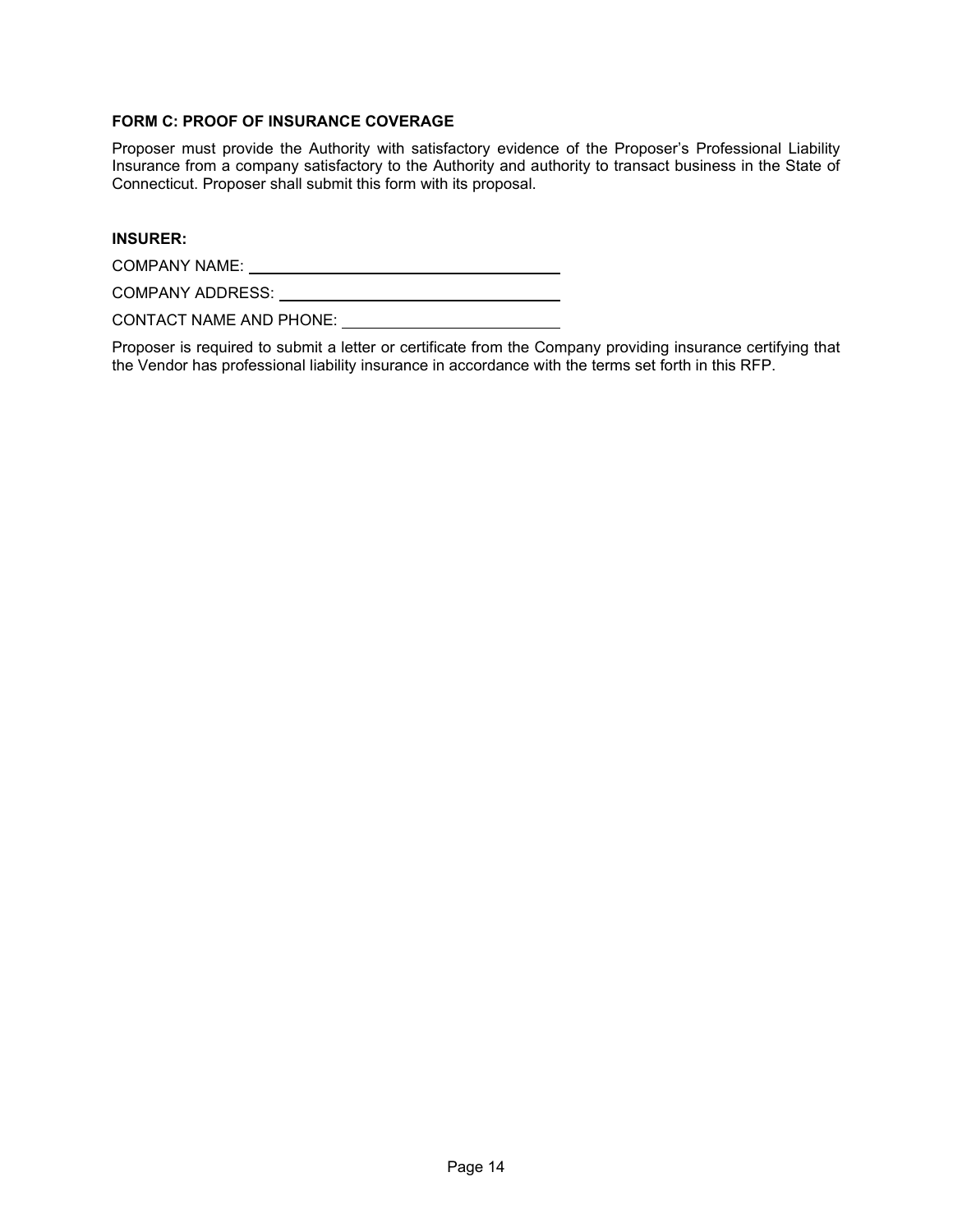### FORM C: PROOF OF INSURANCE COVERAGE

Proposer must provide the Authority with satisfactory evidence of the Proposer's Professional Liability Insurance from a company satisfactory to the Authority and authority to transact business in the State of Connecticut. Proposer shall submit this form with its proposal.

**INSURER:**

COMPANY NAME: ______________________________

COMPANY ADDRESS: ______________________________

CONTACT NAME AND PHONE: ______________________

Proposer is required to submit a letter or certificate from the Company providing insurance certifying that the Vendor has professional liability insurance in accordance with the terms set forth in this RFP.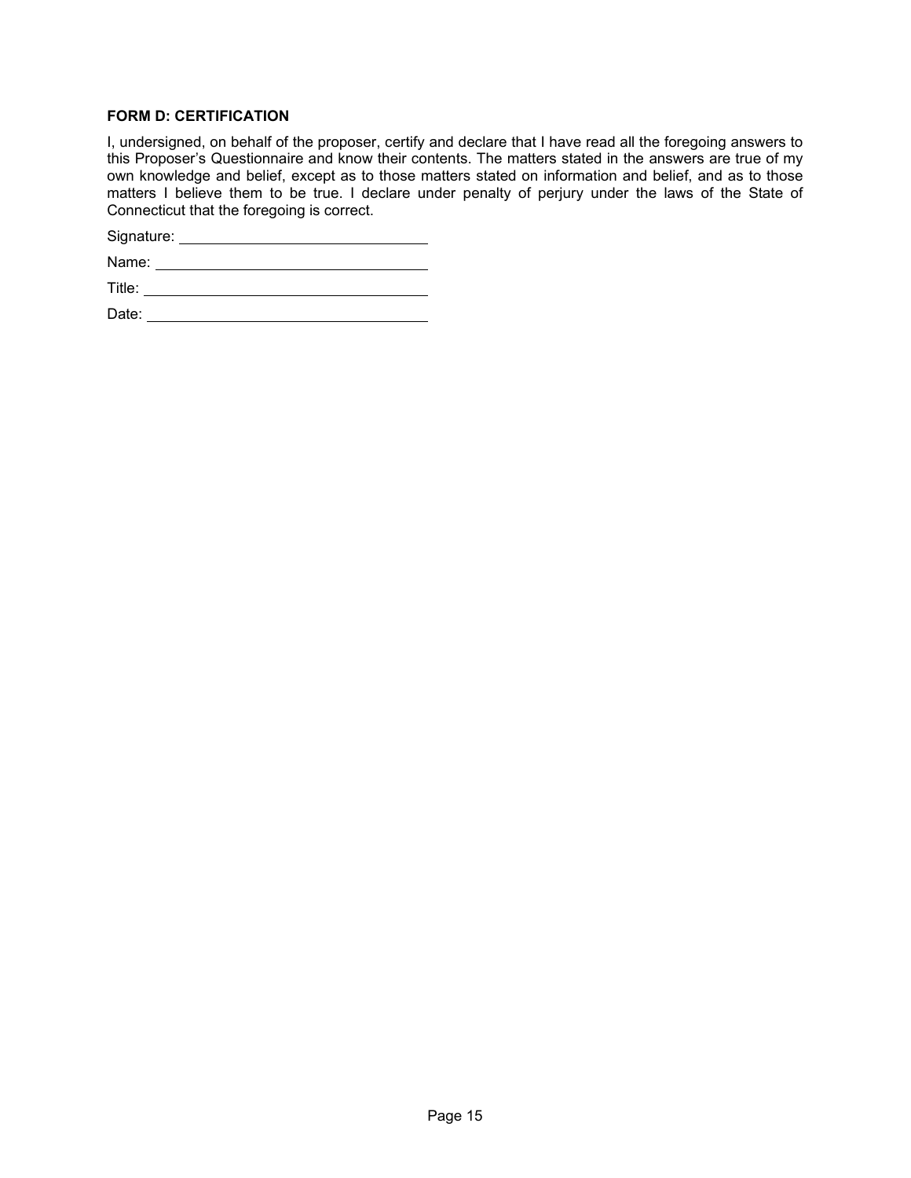**FORM D: CERTIFICATION**

I, undersigned, on behalf of the proposer, certify and declare that I have read all the foregoing answers to this Proposer's Questionnaire and know their contents. The matters stated in the answers are true of my own knowledge and belief, except as to those matters stated on information and belief, and as to those matters I believe them to be true. I declare under penalty of perjury under the laws of the State of Connecticut that the foregoing is correct.

Signature: ______________________________

Name: ______________________________

Title: ______________________________

Date: ______________________________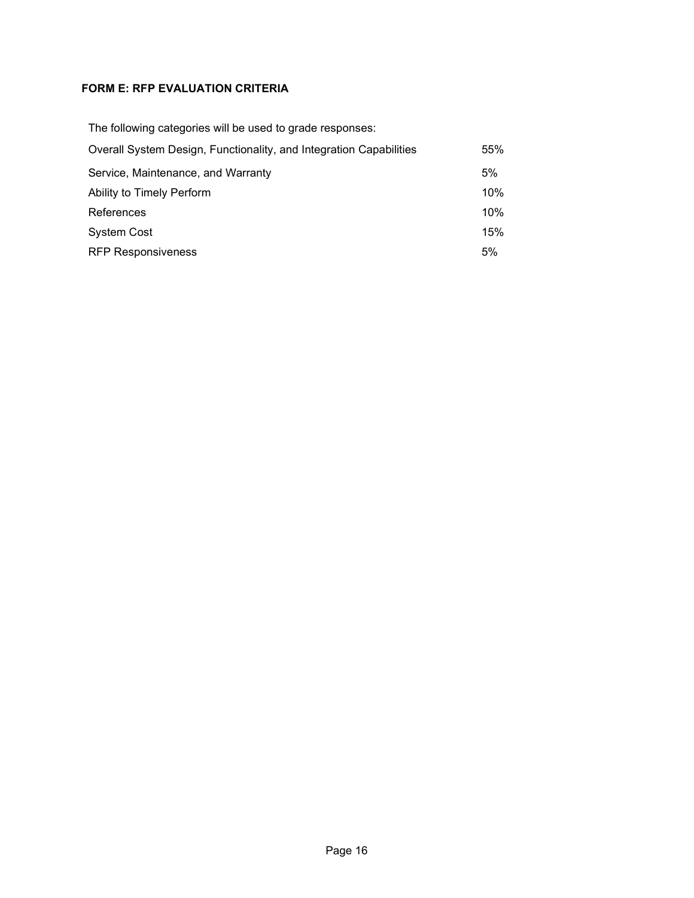### FORM E: RFP EVALUATION CRITERIA

The following categories will be used to grade responses:

| | |
|---|---|
| Overall System Design, Functionality, and Integration Capabilities | 55% |
| Service, Maintenance, and Warranty | 5% |
| Ability to Timely Perform | 10% |
| References | 10% |
| System Cost | 15% |
| RFP Responsiveness | 5% |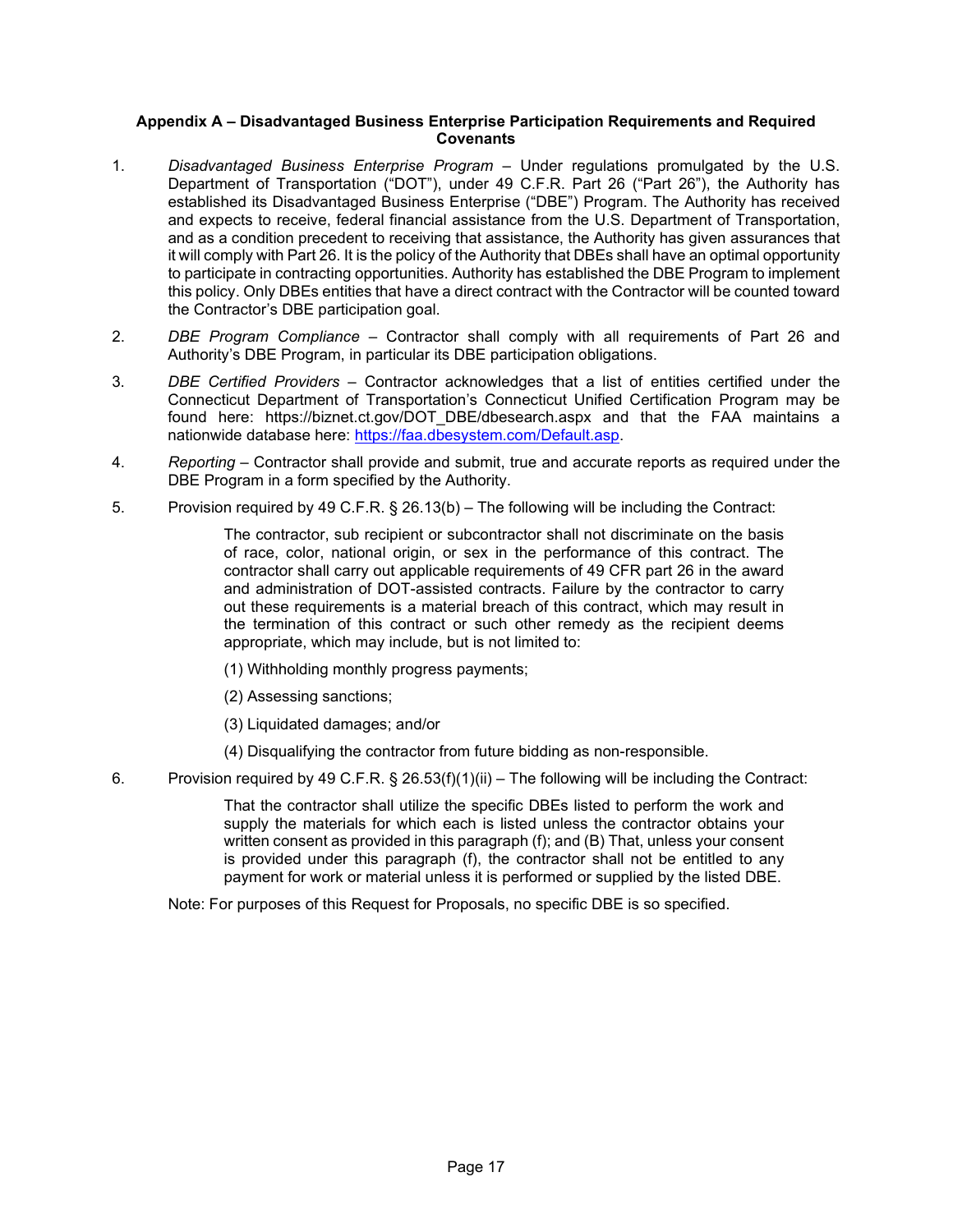**Appendix A – Disadvantaged Business Enterprise Participation Requirements and Required Covenants**

1. *Disadvantaged Business Enterprise Program* – Under regulations promulgated by the U.S. Department of Transportation ("DOT"), under 49 C.F.R. Part 26 ("Part 26"), the Authority has established its Disadvantaged Business Enterprise ("DBE") Program. The Authority has received and expects to receive, federal financial assistance from the U.S. Department of Transportation, and as a condition precedent to receiving that assistance, the Authority has given assurances that it will comply with Part 26. It is the policy of the Authority that DBEs shall have an optimal opportunity to participate in contracting opportunities. Authority has established the DBE Program to implement this policy. Only DBEs entities that have a direct contract with the Contractor will be counted toward the Contractor's DBE participation goal.

2. *DBE Program Compliance* – Contractor shall comply with all requirements of Part 26 and Authority's DBE Program, in particular its DBE participation obligations.

3. *DBE Certified Providers* – Contractor acknowledges that a list of entities certified under the Connecticut Department of Transportation's Connecticut Unified Certification Program may be found here: https://biznet.ct.gov/DOT_DBE/dbesearch.aspx and that the FAA maintains a nationwide database here: https://faa.dbesystem.com/Default.asp.

4. *Reporting* – Contractor shall provide and submit, true and accurate reports as required under the DBE Program in a form specified by the Authority.

5. Provision required by 49 C.F.R. § 26.13(b) – The following will be including the Contract:

   > The contractor, sub recipient or subcontractor shall not discriminate on the basis of race, color, national origin, or sex in the performance of this contract. The contractor shall carry out applicable requirements of 49 CFR part 26 in the award and administration of DOT-assisted contracts. Failure by the contractor to carry out these requirements is a material breach of this contract, which may result in the termination of this contract or such other remedy as the recipient deems appropriate, which may include, but is not limited to:
   >
   > (1) Withholding monthly progress payments;
   >
   > (2) Assessing sanctions;
   >
   > (3) Liquidated damages; and/or
   >
   > (4) Disqualifying the contractor from future bidding as non-responsible.

6. Provision required by 49 C.F.R. § 26.53(f)(1)(ii) – The following will be including the Contract:

   > That the contractor shall utilize the specific DBEs listed to perform the work and supply the materials for which each is listed unless the contractor obtains your written consent as provided in this paragraph (f); and (B) That, unless your consent is provided under this paragraph (f), the contractor shall not be entitled to any payment for work or material unless it is performed or supplied by the listed DBE.

   Note: For purposes of this Request for Proposals, no specific DBE is so specified.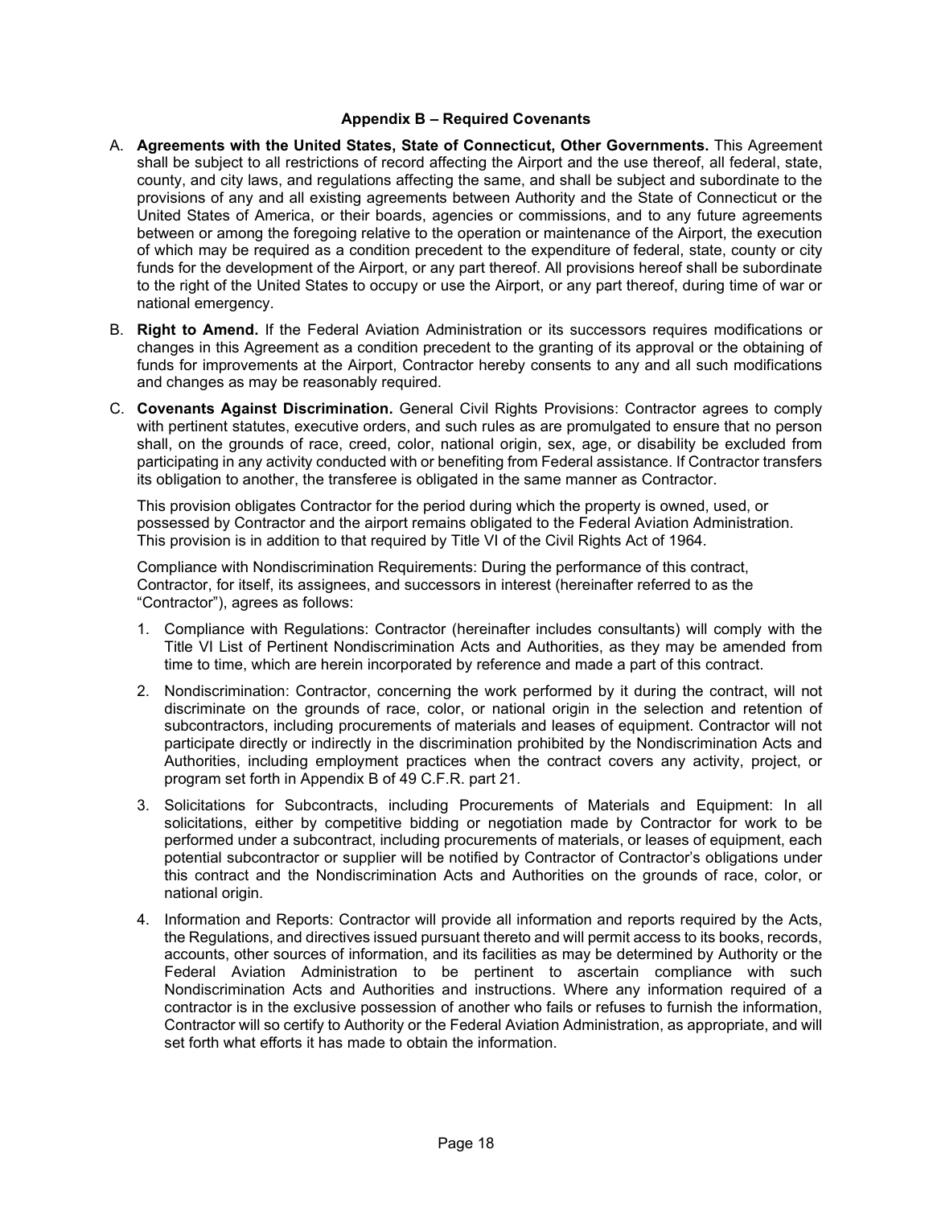## Appendix B – Required Covenants

A. **Agreements with the United States, State of Connecticut, Other Governments.** This Agreement shall be subject to all restrictions of record affecting the Airport and the use thereof, all federal, state, county, and city laws, and regulations affecting the same, and shall be subject and subordinate to the provisions of any and all existing agreements between Authority and the State of Connecticut or the United States of America, or their boards, agencies or commissions, and to any future agreements between or among the foregoing relative to the operation or maintenance of the Airport, the execution of which may be required as a condition precedent to the expenditure of federal, state, county or city funds for the development of the Airport, or any part thereof. All provisions hereof shall be subordinate to the right of the United States to occupy or use the Airport, or any part thereof, during time of war or national emergency.

B. **Right to Amend.** If the Federal Aviation Administration or its successors requires modifications or changes in this Agreement as a condition precedent to the granting of its approval or the obtaining of funds for improvements at the Airport, Contractor hereby consents to any and all such modifications and changes as may be reasonably required.

C. **Covenants Against Discrimination.** General Civil Rights Provisions: Contractor agrees to comply with pertinent statutes, executive orders, and such rules as are promulgated to ensure that no person shall, on the grounds of race, creed, color, national origin, sex, age, or disability be excluded from participating in any activity conducted with or benefiting from Federal assistance. If Contractor transfers its obligation to another, the transferee is obligated in the same manner as Contractor.

   This provision obligates Contractor for the period during which the property is owned, used, or possessed by Contractor and the airport remains obligated to the Federal Aviation Administration. This provision is in addition to that required by Title VI of the Civil Rights Act of 1964.

   Compliance with Nondiscrimination Requirements: During the performance of this contract, Contractor, for itself, its assignees, and successors in interest (hereinafter referred to as the "Contractor"), agrees as follows:

   1. Compliance with Regulations: Contractor (hereinafter includes consultants) will comply with the Title VI List of Pertinent Nondiscrimination Acts and Authorities, as they may be amended from time to time, which are herein incorporated by reference and made a part of this contract.

   2. Nondiscrimination: Contractor, concerning the work performed by it during the contract, will not discriminate on the grounds of race, color, or national origin in the selection and retention of subcontractors, including procurements of materials and leases of equipment. Contractor will not participate directly or indirectly in the discrimination prohibited by the Nondiscrimination Acts and Authorities, including employment practices when the contract covers any activity, project, or program set forth in Appendix B of 49 C.F.R. part 21.

   3. Solicitations for Subcontracts, including Procurements of Materials and Equipment: In all solicitations, either by competitive bidding or negotiation made by Contractor for work to be performed under a subcontract, including procurements of materials, or leases of equipment, each potential subcontractor or supplier will be notified by Contractor of Contractor's obligations under this contract and the Nondiscrimination Acts and Authorities on the grounds of race, color, or national origin.

   4. Information and Reports: Contractor will provide all information and reports required by the Acts, the Regulations, and directives issued pursuant thereto and will permit access to its books, records, accounts, other sources of information, and its facilities as may be determined by Authority or the Federal Aviation Administration to be pertinent to ascertain compliance with such Nondiscrimination Acts and Authorities and instructions. Where any information required of a contractor is in the exclusive possession of another who fails or refuses to furnish the information, Contractor will so certify to Authority or the Federal Aviation Administration, as appropriate, and will set forth what efforts it has made to obtain the information.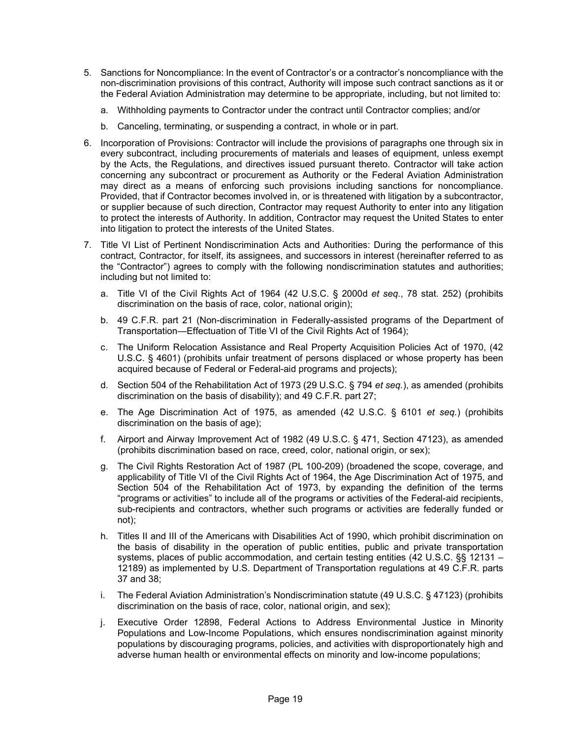5. Sanctions for Noncompliance: In the event of Contractor's or a contractor's noncompliance with the non-discrimination provisions of this contract, Authority will impose such contract sanctions as it or the Federal Aviation Administration may determine to be appropriate, including, but not limited to:

   a. Withholding payments to Contractor under the contract until Contractor complies; and/or

   b. Canceling, terminating, or suspending a contract, in whole or in part.

6. Incorporation of Provisions: Contractor will include the provisions of paragraphs one through six in every subcontract, including procurements of materials and leases of equipment, unless exempt by the Acts, the Regulations, and directives issued pursuant thereto. Contractor will take action concerning any subcontract or procurement as Authority or the Federal Aviation Administration may direct as a means of enforcing such provisions including sanctions for noncompliance. Provided, that if Contractor becomes involved in, or is threatened with litigation by a subcontractor, or supplier because of such direction, Contractor may request Authority to enter into any litigation to protect the interests of Authority. In addition, Contractor may request the United States to enter into litigation to protect the interests of the United States.

7. Title VI List of Pertinent Nondiscrimination Acts and Authorities: During the performance of this contract, Contractor, for itself, its assignees, and successors in interest (hereinafter referred to as the "Contractor") agrees to comply with the following nondiscrimination statutes and authorities; including but not limited to:

   a. Title VI of the Civil Rights Act of 1964 (42 U.S.C. § 2000d *et seq.*, 78 stat. 252) (prohibits discrimination on the basis of race, color, national origin);

   b. 49 C.F.R. part 21 (Non-discrimination in Federally-assisted programs of the Department of Transportation—Effectuation of Title VI of the Civil Rights Act of 1964);

   c. The Uniform Relocation Assistance and Real Property Acquisition Policies Act of 1970, (42 U.S.C. § 4601) (prohibits unfair treatment of persons displaced or whose property has been acquired because of Federal or Federal-aid programs and projects);

   d. Section 504 of the Rehabilitation Act of 1973 (29 U.S.C. § 794 *et seq.*), as amended (prohibits discrimination on the basis of disability); and 49 C.F.R. part 27;

   e. The Age Discrimination Act of 1975, as amended (42 U.S.C. § 6101 *et seq.*) (prohibits discrimination on the basis of age);

   f. Airport and Airway Improvement Act of 1982 (49 U.S.C. § 471, Section 47123), as amended (prohibits discrimination based on race, creed, color, national origin, or sex);

   g. The Civil Rights Restoration Act of 1987 (PL 100-209) (broadened the scope, coverage, and applicability of Title VI of the Civil Rights Act of 1964, the Age Discrimination Act of 1975, and Section 504 of the Rehabilitation Act of 1973, by expanding the definition of the terms "programs or activities" to include all of the programs or activities of the Federal-aid recipients, sub-recipients and contractors, whether such programs or activities are federally funded or not);

   h. Titles II and III of the Americans with Disabilities Act of 1990, which prohibit discrimination on the basis of disability in the operation of public entities, public and private transportation systems, places of public accommodation, and certain testing entities (42 U.S.C. §§ 12131 – 12189) as implemented by U.S. Department of Transportation regulations at 49 C.F.R. parts 37 and 38;

   i. The Federal Aviation Administration's Nondiscrimination statute (49 U.S.C. § 47123) (prohibits discrimination on the basis of race, color, national origin, and sex);

   j. Executive Order 12898, Federal Actions to Address Environmental Justice in Minority Populations and Low-Income Populations, which ensures nondiscrimination against minority populations by discouraging programs, policies, and activities with disproportionately high and adverse human health or environmental effects on minority and low-income populations;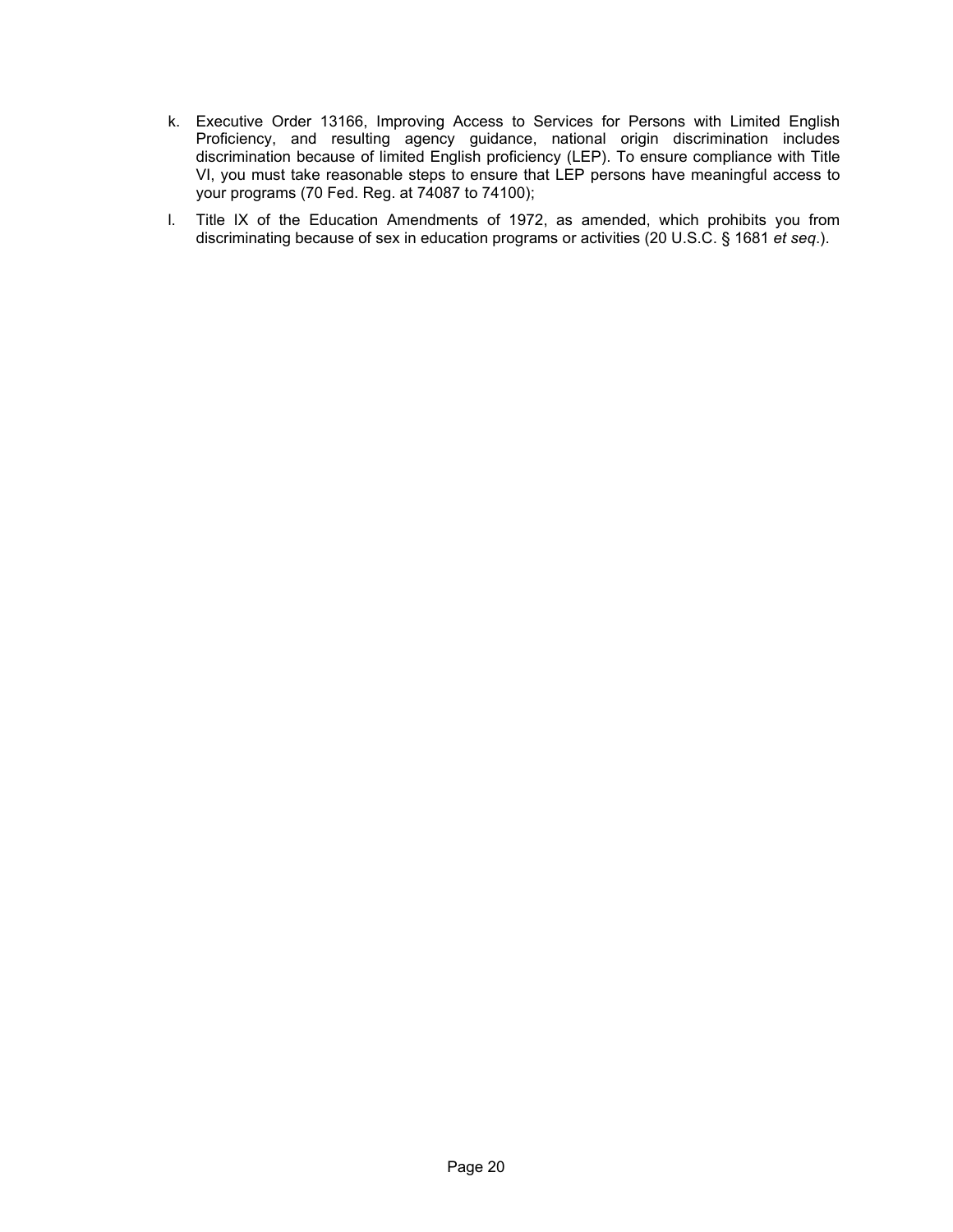k. Executive Order 13166, Improving Access to Services for Persons with Limited English Proficiency, and resulting agency guidance, national origin discrimination includes discrimination because of limited English proficiency (LEP). To ensure compliance with Title VI, you must take reasonable steps to ensure that LEP persons have meaningful access to your programs (70 Fed. Reg. at 74087 to 74100);

l. Title IX of the Education Amendments of 1972, as amended, which prohibits you from discriminating because of sex in education programs or activities (20 U.S.C. § 1681 *et seq*.).